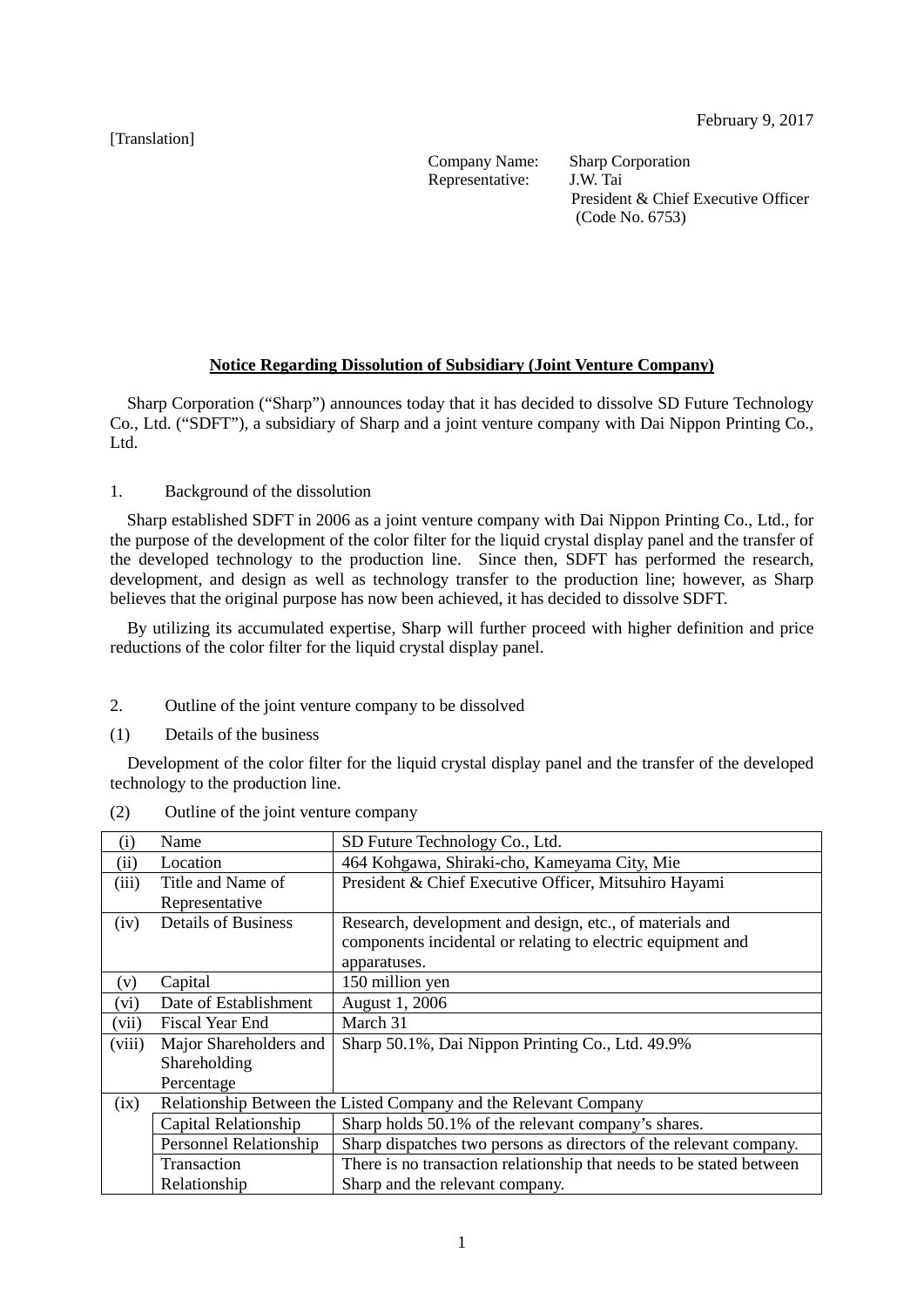[Translation]

February 9, 2017

Company Name: Sharp Corporation
Representative: J.W. Tai
President & Chief Executive Officer
(Code No. 6753)

## Notice Regarding Dissolution of Subsidiary (Joint Venture Company)

Sharp Corporation ("Sharp") announces today that it has decided to dissolve SD Future Technology Co., Ltd. ("SDFT"), a subsidiary of Sharp and a joint venture company with Dai Nippon Printing Co., Ltd.

1. Background of the dissolution

Sharp established SDFT in 2006 as a joint venture company with Dai Nippon Printing Co., Ltd., for the purpose of the development of the color filter for the liquid crystal display panel and the transfer of the developed technology to the production line. Since then, SDFT has performed the research, development, and design as well as technology transfer to the production line; however, as Sharp believes that the original purpose has now been achieved, it has decided to dissolve SDFT.

By utilizing its accumulated expertise, Sharp will further proceed with higher definition and price reductions of the color filter for the liquid crystal display panel.

2. Outline of the joint venture company to be dissolved

(1) Details of the business

Development of the color filter for the liquid crystal display panel and the transfer of the developed technology to the production line.

(2) Outline of the joint venture company

| | | |
|---|---|---|
| (i) | Name | SD Future Technology Co., Ltd. |
| (ii) | Location | 464 Kohgawa, Shiraki-cho, Kameyama City, Mie |
| (iii) | Title and Name of Representative | President & Chief Executive Officer, Mitsuhiro Hayami |
| (iv) | Details of Business | Research, development and design, etc., of materials and components incidental or relating to electric equipment and apparatuses. |
| (v) | Capital | 150 million yen |
| (vi) | Date of Establishment | August 1, 2006 |
| (vii) | Fiscal Year End | March 31 |
| (viii) | Major Shareholders and Shareholding Percentage | Sharp 50.1%, Dai Nippon Printing Co., Ltd. 49.9% |
| (ix) | Relationship Between the Listed Company and the Relevant Company | |
| | Capital Relationship | Sharp holds 50.1% of the relevant company's shares. |
| | Personnel Relationship | Sharp dispatches two persons as directors of the relevant company. |
| | Transaction Relationship | There is no transaction relationship that needs to be stated between Sharp and the relevant company. |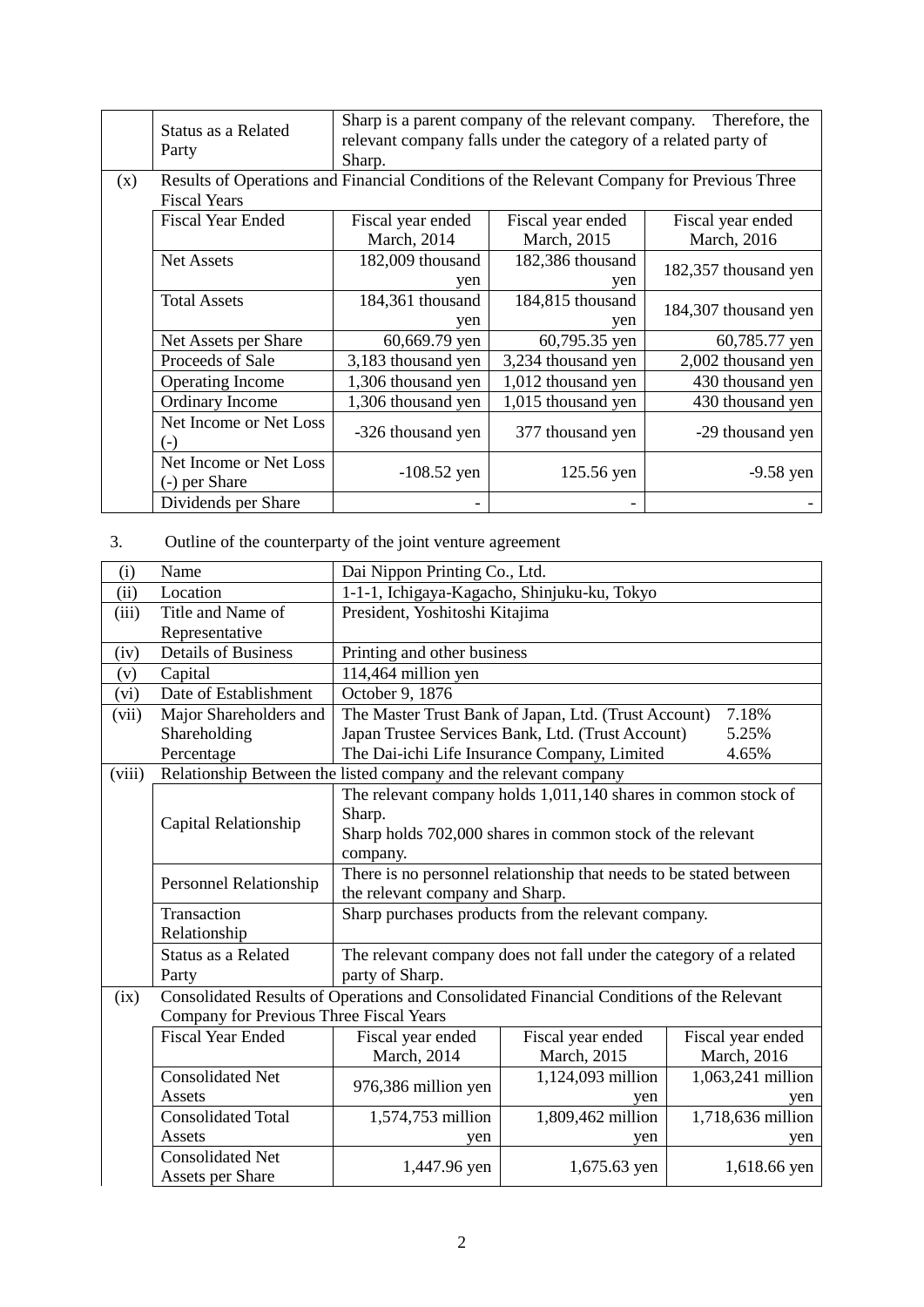|  | Status as a Related Party | Sharp is a parent company of the relevant company. Therefore, the relevant company falls under the category of a related party of Sharp. | | |
|---|---|---|---|---|
| (x) | Results of Operations and Financial Conditions of the Relevant Company for Previous Three Fiscal Years | | | |
|  | Fiscal Year Ended | Fiscal year ended March, 2014 | Fiscal year ended March, 2015 | Fiscal year ended March, 2016 |
|  | Net Assets | 182,009 thousand yen | 182,386 thousand yen | 182,357 thousand yen |
|  | Total Assets | 184,361 thousand yen | 184,815 thousand yen | 184,307 thousand yen |
|  | Net Assets per Share | 60,669.79 yen | 60,795.35 yen | 60,785.77 yen |
|  | Proceeds of Sale | 3,183 thousand yen | 3,234 thousand yen | 2,002 thousand yen |
|  | Operating Income | 1,306 thousand yen | 1,012 thousand yen | 430 thousand yen |
|  | Ordinary Income | 1,306 thousand yen | 1,015 thousand yen | 430 thousand yen |
|  | Net Income or Net Loss (-) | -326 thousand yen | 377 thousand yen | -29 thousand yen |
|  | Net Income or Net Loss (-) per Share | -108.52 yen | 125.56 yen | -9.58 yen |
|  | Dividends per Share | - | - | - |

3. Outline of the counterparty of the joint venture agreement

| (i) | Name | Dai Nippon Printing Co., Ltd. | | |
|---|---|---|---|---|
| (ii) | Location | 1-1-1, Ichigaya-Kagacho, Shinjuku-ku, Tokyo | | |
| (iii) | Title and Name of Representative | President, Yoshitoshi Kitajima | | |
| (iv) | Details of Business | Printing and other business | | |
| (v) | Capital | 114,464 million yen | | |
| (vi) | Date of Establishment | October 9, 1876 | | |
| (vii) | Major Shareholders and Shareholding Percentage | The Master Trust Bank of Japan, Ltd. (Trust Account) 7.18%<br>Japan Trustee Services Bank, Ltd. (Trust Account) 5.25%<br>The Dai-ichi Life Insurance Company, Limited 4.65% | | |
| (viii) | Relationship Between the listed company and the relevant company | | | |
|  | Capital Relationship | The relevant company holds 1,011,140 shares in common stock of Sharp.<br>Sharp holds 702,000 shares in common stock of the relevant company. | | |
|  | Personnel Relationship | There is no personnel relationship that needs to be stated between the relevant company and Sharp. | | |
|  | Transaction Relationship | Sharp purchases products from the relevant company. | | |
|  | Status as a Related Party | The relevant company does not fall under the category of a related party of Sharp. | | |
| (ix) | Consolidated Results of Operations and Consolidated Financial Conditions of the Relevant Company for Previous Three Fiscal Years | | | |
|  | Fiscal Year Ended | Fiscal year ended March, 2014 | Fiscal year ended March, 2015 | Fiscal year ended March, 2016 |
|  | Consolidated Net Assets | 976,386 million yen | 1,124,093 million yen | 1,063,241 million yen |
|  | Consolidated Total Assets | 1,574,753 million yen | 1,809,462 million yen | 1,718,636 million yen |
|  | Consolidated Net Assets per Share | 1,447.96 yen | 1,675.63 yen | 1,618.66 yen |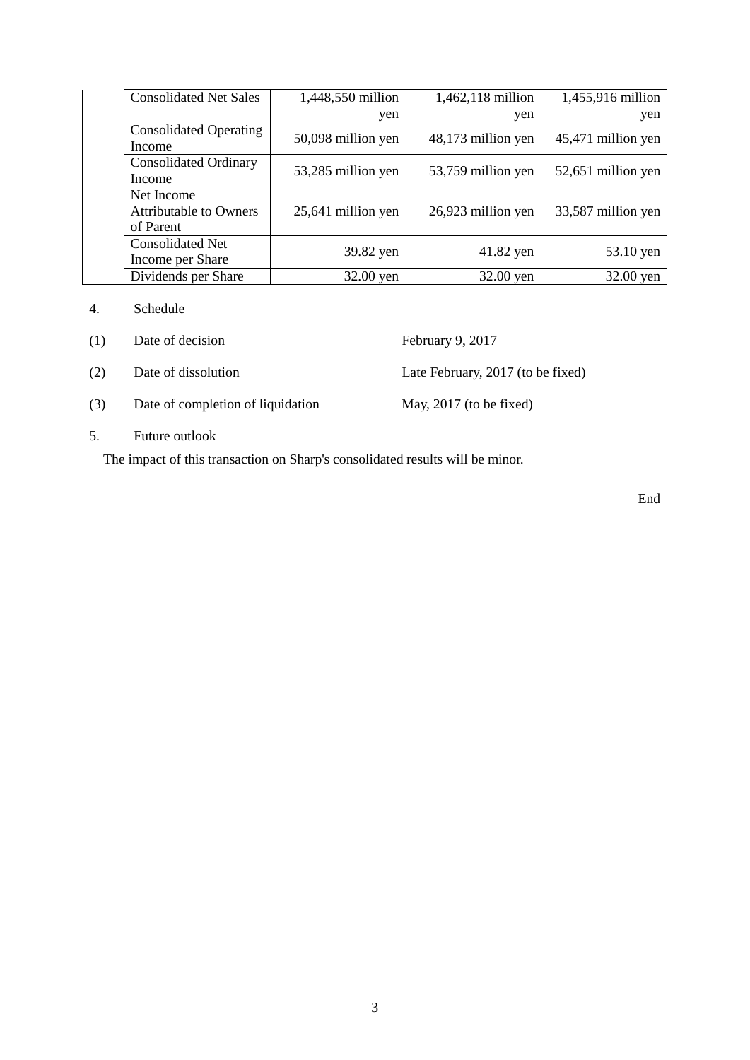| | | | |
|---|---|---|---|
| Consolidated Net Sales | 1,448,550 million yen | 1,462,118 million yen | 1,455,916 million yen |
| Consolidated Operating Income | 50,098 million yen | 48,173 million yen | 45,471 million yen |
| Consolidated Ordinary Income | 53,285 million yen | 53,759 million yen | 52,651 million yen |
| Net Income Attributable to Owners of Parent | 25,641 million yen | 26,923 million yen | 33,587 million yen |
| Consolidated Net Income per Share | 39.82 yen | 41.82 yen | 53.10 yen |
| Dividends per Share | 32.00 yen | 32.00 yen | 32.00 yen |

4. Schedule

(1) Date of decision — February 9, 2017

(2) Date of dissolution — Late February, 2017 (to be fixed)

(3) Date of completion of liquidation — May, 2017 (to be fixed)

5. Future outlook

The impact of this transaction on Sharp's consolidated results will be minor.

End